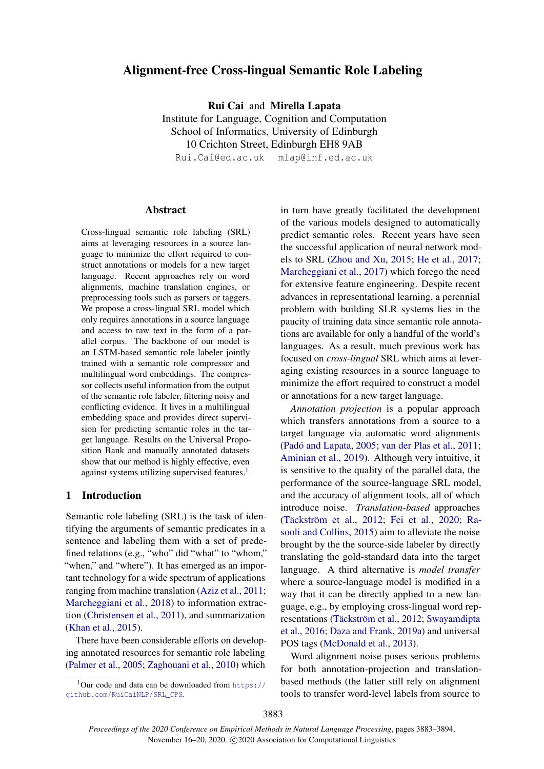# Alignment-free Cross-lingual Semantic Role Labeling

**Rui Cai** and **Mirella Lapata**
Institute for Language, Cognition and Computation
School of Informatics, University of Edinburgh
10 Crichton Street, Edinburgh EH8 9AB
Rui.Cai@ed.ac.uk mlap@inf.ed.ac.uk

## Abstract

Cross-lingual semantic role labeling (SRL) aims at leveraging resources in a source language to minimize the effort required to construct annotations or models for a new target language. Recent approaches rely on word alignments, machine translation engines, or preprocessing tools such as parsers or taggers. We propose a cross-lingual SRL model which only requires annotations in a source language and access to raw text in the form of a parallel corpus. The backbone of our model is an LSTM-based semantic role labeler jointly trained with a semantic role compressor and multilingual word embeddings. The compressor collects useful information from the output of the semantic role labeler, filtering noisy and conflicting evidence. It lives in a multilingual embedding space and provides direct supervision for predicting semantic roles in the target language. Results on the Universal Proposition Bank and manually annotated datasets show that our method is highly effective, even against systems utilizing supervised features.[1]

## 1 Introduction

Semantic role labeling (SRL) is the task of identifying the arguments of semantic predicates in a sentence and labeling them with a set of predefined relations (e.g., "who" did "what" to "whom," "when," and "where"). It has emerged as an important technology for a wide spectrum of applications ranging from machine translation (Aziz et al., 2011; Marcheggiani et al., 2018) to information extraction (Christensen et al., 2011), and summarization (Khan et al., 2015).

There have been considerable efforts on developing annotated resources for semantic role labeling (Palmer et al., 2005; Zaghouani et al., 2010) which in turn have greatly facilitated the development of the various models designed to automatically predict semantic roles. Recent years have seen the successful application of neural network models to SRL (Zhou and Xu, 2015; He et al., 2017; Marcheggiani et al., 2017) which forego the need for extensive feature engineering. Despite recent advances in representational learning, a perennial problem with building SLR systems lies in the paucity of training data since semantic role annotations are available for only a handful of the world's languages. As a result, much previous work has focused on *cross-lingual* SRL which aims at leveraging existing resources in a source language to minimize the effort required to construct a model or annotations for a new target language.

*Annotation projection* is a popular approach which transfers annotations from a source to a target language via automatic word alignments (Padó and Lapata, 2005; van der Plas et al., 2011; Aminian et al., 2019). Although very intuitive, it is sensitive to the quality of the parallel data, the performance of the source-language SRL model, and the accuracy of alignment tools, all of which introduce noise. *Translation-based* approaches (Täckström et al., 2012; Fei et al., 2020; Rasooli and Collins, 2015) aim to alleviate the noise brought by the the source-side labeler by directly translating the gold-standard data into the target language. A third alternative is *model transfer* where a source-language model is modified in a way that it can be directly applied to a new language, e.g., by employing cross-lingual word representations (Täckström et al., 2012; Swayamdipta et al., 2016; Daza and Frank, 2019a) and universal POS tags (McDonald et al., 2013).

Word alignment noise poses serious problems for both annotation-projection and translation-based methods (the latter still rely on alignment tools to transfer word-level labels from source to

[1] Our code and data can be downloaded from https://github.com/RuiCaiNLP/SRL_CPS.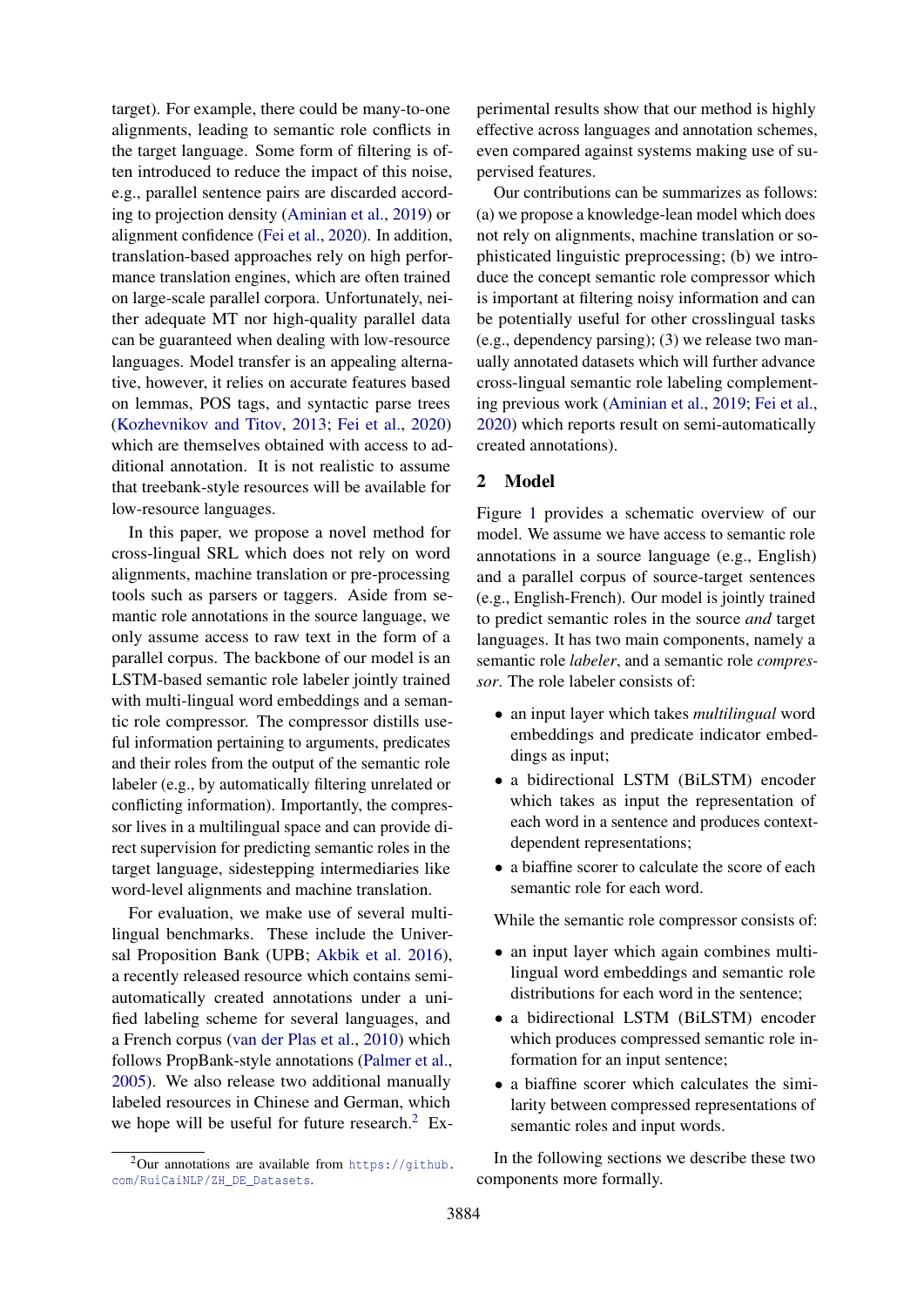target). For example, there could be many-to-one alignments, leading to semantic role conflicts in the target language. Some form of filtering is often introduced to reduce the impact of this noise, e.g., parallel sentence pairs are discarded according to projection density (Aminian et al., 2019) or alignment confidence (Fei et al., 2020). In addition, translation-based approaches rely on high performance translation engines, which are often trained on large-scale parallel corpora. Unfortunately, neither adequate MT nor high-quality parallel data can be guaranteed when dealing with low-resource languages. Model transfer is an appealing alternative, however, it relies on accurate features based on lemmas, POS tags, and syntactic parse trees (Kozhevnikov and Titov, 2013; Fei et al., 2020) which are themselves obtained with access to additional annotation. It is not realistic to assume that treebank-style resources will be available for low-resource languages.

In this paper, we propose a novel method for cross-lingual SRL which does not rely on word alignments, machine translation or pre-processing tools such as parsers or taggers. Aside from semantic role annotations in the source language, we only assume access to raw text in the form of a parallel corpus. The backbone of our model is an LSTM-based semantic role labeler jointly trained with multi-lingual word embeddings and a semantic role compressor. The compressor distills useful information pertaining to arguments, predicates and their roles from the output of the semantic role labeler (e.g., by automatically filtering unrelated or conflicting information). Importantly, the compressor lives in a multilingual space and can provide direct supervision for predicting semantic roles in the target language, sidestepping intermediaries like word-level alignments and machine translation.

For evaluation, we make use of several multilingual benchmarks. These include the Universal Proposition Bank (UPB; Akbik et al. 2016), a recently released resource which contains semi-automatically created annotations under a unified labeling scheme for several languages, and a French corpus (van der Plas et al., 2010) which follows PropBank-style annotations (Palmer et al., 2005). We also release two additional manually labeled resources in Chinese and German, which we hope will be useful for future research.[2] Experimental results show that our method is highly effective across languages and annotation schemes, even compared against systems making use of supervised features.

Our contributions can be summarizes as follows: (a) we propose a knowledge-lean model which does not rely on alignments, machine translation or sophisticated linguistic preprocessing; (b) we introduce the concept semantic role compressor which is important at filtering noisy information and can be potentially useful for other crosslingual tasks (e.g., dependency parsing); (3) we release two manually annotated datasets which will further advance cross-lingual semantic role labeling complementing previous work (Aminian et al., 2019; Fei et al., 2020) which reports result on semi-automatically created annotations).

## 2 Model

Figure 1 provides a schematic overview of our model. We assume we have access to semantic role annotations in a source language (e.g., English) and a parallel corpus of source-target sentences (e.g., English-French). Our model is jointly trained to predict semantic roles in the source *and* target languages. It has two main components, namely a semantic role *labeler*, and a semantic role *compressor*. The role labeler consists of:

- an input layer which takes *multilingual* word embeddings and predicate indicator embeddings as input;
- a bidirectional LSTM (BiLSTM) encoder which takes as input the representation of each word in a sentence and produces context-dependent representations;
- a biaffine scorer to calculate the score of each semantic role for each word.

While the semantic role compressor consists of:

- an input layer which again combines multilingual word embeddings and semantic role distributions for each word in the sentence;
- a bidirectional LSTM (BiLSTM) encoder which produces compressed semantic role information for an input sentence;
- a biaffine scorer which calculates the similarity between compressed representations of semantic roles and input words.

In the following sections we describe these two components more formally.

[2] Our annotations are available from https://github.com/RuiCaiNLP/ZH_DE_Datasets.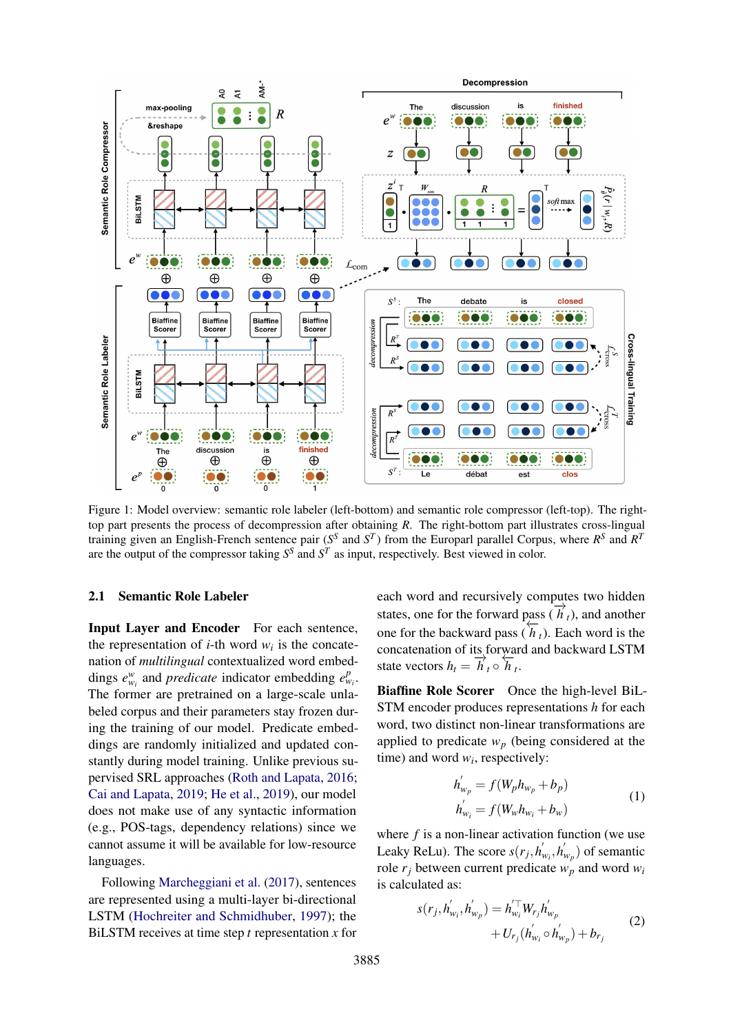Figure 1: Model overview: semantic role labeler (left-bottom) and semantic role compressor (left-top). The right-top part presents the process of decompression after obtaining $R$. The right-bottom part illustrates cross-lingual training given an English-French sentence pair ($S^S$ and $S^T$) from the Europarl parallel Corpus, where $R^S$ and $R^T$ are the output of the compressor taking $S^S$ and $S^T$ as input, respectively. Best viewed in color.

## 2.1 Semantic Role Labeler

**Input Layer and Encoder** For each sentence, the representation of $i$-th word $w_i$ is the concatenation of *multilingual* contextualized word embeddings $e^w_{w_i}$ and *predicate* indicator embedding $e^p_{w_i}$. The former are pretrained on a large-scale unlabeled corpus and their parameters stay frozen during the training of our model. Predicate embeddings are randomly initialized and updated constantly during model training. Unlike previous supervised SRL approaches (Roth and Lapata, 2016; Cai and Lapata, 2019; He et al., 2019), our model does not make use of any syntactic information (e.g., POS-tags, dependency relations) since we cannot assume it will be available for low-resource languages.

Following Marcheggiani et al. (2017), sentences are represented using a multi-layer bi-directional LSTM (Hochreiter and Schmidhuber, 1997); the BiLSTM receives at time step $t$ representation $x$ for each word and recursively computes two hidden states, one for the forward pass ($\overrightarrow{h}_t$), and another one for the backward pass ($\overleftarrow{h}_t$). Each word is the concatenation of its forward and backward LSTM state vectors $h_t = \overrightarrow{h}_t \circ \overleftarrow{h}_t$.

**Biaffine Role Scorer** Once the high-level BiLSTM encoder produces representations $h$ for each word, two distinct non-linear transformations are applied to predicate $w_p$ (being considered at the time) and word $w_i$, respectively:

$$
\begin{aligned}
h^{'}_{w_p} &= f(W_p h_{w_p} + b_p) \\
h^{'}_{w_i} &= f(W_w h_{w_i} + b_w)
\end{aligned}
\tag{1}
$$

where $f$ is a non-linear activation function (we use Leaky ReLu). The score $s(r_j, h^{'}_{w_i}, h^{'}_{w_p})$ of semantic role $r_j$ between current predicate $w_p$ and word $w_i$ is calculated as:

$$
\begin{aligned}
s(r_j, h^{'}_{w_i}, h^{'}_{w_p}) = {} & h^{'\top}_{w_i} W_{r_j} h^{'}_{w_p} \\
& + U_{r_j}(h^{'}_{w_i} \circ h^{'}_{w_p}) + b_{r_j}
\end{aligned}
\tag{2}
$$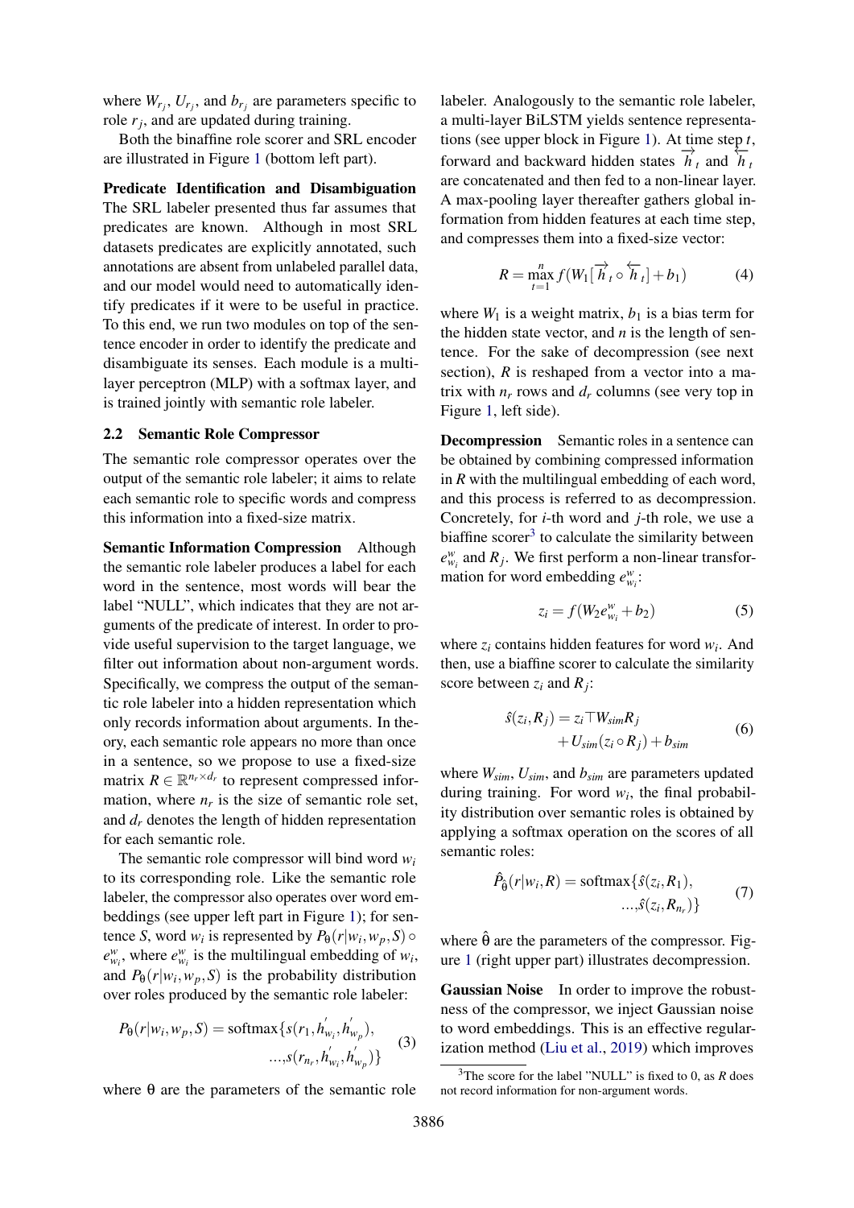where $W_{r_j}$, $U_{r_j}$, and $b_{r_j}$ are parameters specific to role $r_j$, and are updated during training.

Both the binaffine role scorer and SRL encoder are illustrated in Figure 1 (bottom left part).

**Predicate Identification and Disambiguation** The SRL labeler presented thus far assumes that predicates are known. Although in most SRL datasets predicates are explicitly annotated, such annotations are absent from unlabeled parallel data, and our model would need to automatically identify predicates if it were to be useful in practice. To this end, we run two modules on top of the sentence encoder in order to identify the predicate and disambiguate its senses. Each module is a multi-layer perceptron (MLP) with a softmax layer, and is trained jointly with semantic role labeler.

## 2.2 Semantic Role Compressor

The semantic role compressor operates over the output of the semantic role labeler; it aims to relate each semantic role to specific words and compress this information into a fixed-size matrix.

**Semantic Information Compression** Although the semantic role labeler produces a label for each word in the sentence, most words will bear the label "NULL", which indicates that they are not arguments of the predicate of interest. In order to provide useful supervision to the target language, we filter out information about non-argument words. Specifically, we compress the output of the semantic role labeler into a hidden representation which only records information about arguments. In theory, each semantic role appears no more than once in a sentence, so we propose to use a fixed-size matrix $R \in \mathbb{R}^{n_r \times d_r}$ to represent compressed information, where $n_r$ is the size of semantic role set, and $d_r$ denotes the length of hidden representation for each semantic role.

The semantic role compressor will bind word $w_i$ to its corresponding role. Like the semantic role labeler, the compressor also operates over word embeddings (see upper left part in Figure 1); for sentence $S$, word $w_i$ is represented by $P_\theta(r|w_i, w_p, S) \circ e^w_{w_i}$, where $e^w_{w_i}$ is the multilingual embedding of $w_i$, and $P_\theta(r|w_i, w_p, S)$ is the probability distribution over roles produced by the semantic role labeler:

$$
\begin{aligned}
P_\theta(r|w_i, w_p, S) = \text{softmax}\{&s(r_1, h'_{w_i}, h'_{w_p}), \\
&\ldots, s(r_{n_r}, h'_{w_i}, h'_{w_p})\}
\end{aligned}
\tag{3}
$$

where $\theta$ are the parameters of the semantic role labeler. Analogously to the semantic role labeler, a multi-layer BiLSTM yields sentence representations (see upper block in Figure 1). At time step $t$, forward and backward hidden states $\overrightarrow{h}_t$ and $\overleftarrow{h}_t$ are concatenated and then fed to a non-linear layer. A max-pooling layer thereafter gathers global information from hidden features at each time step, and compresses them into a fixed-size vector:

$$
R = \max_{t=1}^{n} f(W_1[\overrightarrow{h}_t \circ \overleftarrow{h}_t] + b_1) \tag{4}
$$

where $W_1$ is a weight matrix, $b_1$ is a bias term for the hidden state vector, and $n$ is the length of sentence. For the sake of decompression (see next section), $R$ is reshaped from a vector into a matrix with $n_r$ rows and $d_r$ columns (see very top in Figure 1, left side).

**Decompression** Semantic roles in a sentence can be obtained by combining compressed information in $R$ with the multilingual embedding of each word, and this process is referred to as decompression. Concretely, for $i$-th word and $j$-th role, we use a biaffine scorer[3] to calculate the similarity between $e^w_{w_i}$ and $R_j$. We first perform a non-linear transformation for word embedding $e^w_{w_i}$:

$$
z_i = f(W_2 e^w_{w_i} + b_2) \tag{5}
$$

where $z_i$ contains hidden features for word $w_i$. And then, use a biaffine scorer to calculate the similarity score between $z_i$ and $R_j$:

$$
\begin{aligned}
\hat{s}(z_i, R_j) = &\; z_i{}^\top W_{sim} R_j \\
&+ U_{sim}(z_i \circ R_j) + b_{sim}
\end{aligned}
\tag{6}
$$

where $W_{sim}$, $U_{sim}$, and $b_{sim}$ are parameters updated during training. For word $w_i$, the final probability distribution over semantic roles is obtained by applying a softmax operation on the scores of all semantic roles:

$$
\begin{aligned}
\hat{P}_{\hat{\theta}}(r|w_i, R) = \text{softmax}\{&\hat{s}(z_i, R_1), \\
&\ldots, \hat{s}(z_i, R_{n_r})\}
\end{aligned}
\tag{7}
$$

where $\hat{\theta}$ are the parameters of the compressor. Figure 1 (right upper part) illustrates decompression.

**Gaussian Noise** In order to improve the robustness of the compressor, we inject Gaussian noise to word embeddings. This is an effective regularization method (Liu et al., 2019) which improves

[3]The score for the label "NULL" is fixed to 0, as $R$ does not record information for non-argument words.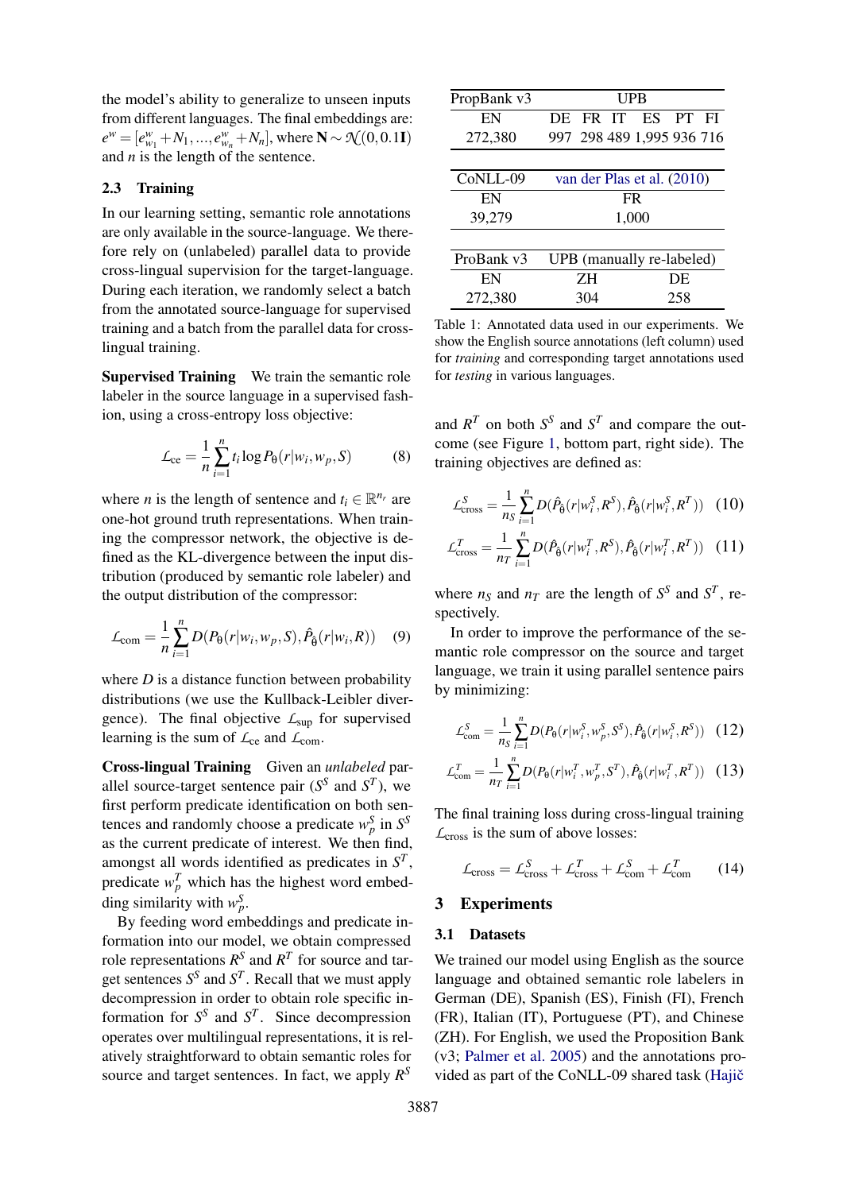the model's ability to generalize to unseen inputs from different languages. The final embeddings are: $e^w = [e^w_{w_1} + N_1, ..., e^w_{w_n} + N_n]$, where $\mathbf{N} \sim \mathcal{N}(0, 0.1\mathbf{I})$ and $n$ is the length of the sentence.

## 2.3 Training

In our learning setting, semantic role annotations are only available in the source-language. We therefore rely on (unlabeled) parallel data to provide cross-lingual supervision for the target-language. During each iteration, we randomly select a batch from the annotated source-language for supervised training and a batch from the parallel data for cross-lingual training.

**Supervised Training** We train the semantic role labeler in the source language in a supervised fashion, using a cross-entropy loss objective:

$$\mathcal{L}_{\text{ce}} = \frac{1}{n} \sum_{i=1}^{n} t_i \log P_\theta(r|w_i, w_p, S) \quad (8)$$

where $n$ is the length of sentence and $t_i \in \mathbb{R}^{n_r}$ are one-hot ground truth representations. When training the compressor network, the objective is defined as the KL-divergence between the input distribution (produced by semantic role labeler) and the output distribution of the compressor:

$$\mathcal{L}_{\text{com}} = \frac{1}{n} \sum_{i=1}^{n} D(P_\theta(r|w_i, w_p, S), \hat{P}_{\hat{\theta}}(r|w_i, R)) \quad (9)$$

where $D$ is a distance function between probability distributions (we use the Kullback-Leibler divergence). The final objective $\mathcal{L}_{\text{sup}}$ for supervised learning is the sum of $\mathcal{L}_{\text{ce}}$ and $\mathcal{L}_{\text{com}}$.

**Cross-lingual Training** Given an *unlabeled* parallel source-target sentence pair ($S^S$ and $S^T$), we first perform predicate identification on both sentences and randomly choose a predicate $w^S_p$ in $S^S$ as the current predicate of interest. We then find, amongst all words identified as predicates in $S^T$, predicate $w^T_p$ which has the highest word embedding similarity with $w^S_p$.

By feeding word embeddings and predicate information into our model, we obtain compressed role representations $R^S$ and $R^T$ for source and target sentences $S^S$ and $S^T$. Recall that we must apply decompression in order to obtain role specific information for $S^S$ and $S^T$. Since decompression operates over multilingual representations, it is relatively straightforward to obtain semantic roles for source and target sentences. In fact, we apply $R^S$ and $R^T$ on both $S^S$ and $S^T$ and compare the outcome (see Figure 1, bottom part, right side). The training objectives are defined as:

$$\mathcal{L}^S_{\text{cross}} = \frac{1}{n_S} \sum_{i=1}^{n} D(\hat{P}_{\hat{\theta}}(r|w^S_i, R^S), \hat{P}_{\hat{\theta}}(r|w^S_i, R^T)) \quad (10)$$

$$\mathcal{L}^T_{\text{cross}} = \frac{1}{n_T} \sum_{i=1}^{n} D(\hat{P}_{\hat{\theta}}(r|w^T_i, R^S), \hat{P}_{\hat{\theta}}(r|w^T_i, R^T)) \quad (11)$$

where $n_S$ and $n_T$ are the length of $S^S$ and $S^T$, respectively.

In order to improve the performance of the semantic role compressor on the source and target language, we train it using parallel sentence pairs by minimizing:

$$\mathcal{L}^S_{\text{com}} = \frac{1}{n_S} \sum_{i=1}^{n} D(P_\theta(r|w^S_i, w^S_p, S^S), \hat{P}_{\hat{\theta}}(r|w^S_i, R^S)) \quad (12)$$

$$\mathcal{L}^T_{\text{com}} = \frac{1}{n_T} \sum_{i=1}^{n} D(P_\theta(r|w^T_i, w^T_p, S^T), \hat{P}_{\hat{\theta}}(r|w^T_i, R^T)) \quad (13)$$

The final training loss during cross-lingual training $\mathcal{L}_{\text{cross}}$ is the sum of above losses:

$$\mathcal{L}_{\text{cross}} = \mathcal{L}^S_{\text{cross}} + \mathcal{L}^T_{\text{cross}} + \mathcal{L}^S_{\text{com}} + \mathcal{L}^T_{\text{com}} \quad (14)$$

| PropBank v3 | UPB | | | | | |
|---|---|---|---|---|---|---|
| EN | DE | FR | IT | ES | PT | FI |
| 272,380 | 997 | 298 | 489 | 1,995 | 936 | 716 |

| CoNLL-09 | van der Plas et al. (2010) |
|---|---|
| EN | FR |
| 39,279 | 1,000 |

| ProBank v3 | UPB (manually re-labeled) | |
|---|---|---|
| EN | ZH | DE |
| 272,380 | 304 | 258 |

Table 1: Annotated data used in our experiments. We show the English source annotations (left column) used for *training* and corresponding target annotations used for *testing* in various languages.

# 3 Experiments

## 3.1 Datasets

We trained our model using English as the source language and obtained semantic role labelers in German (DE), Spanish (ES), Finish (FI), French (FR), Italian (IT), Portuguese (PT), and Chinese (ZH). For English, we used the Proposition Bank (v3; Palmer et al. 2005) and the annotations provided as part of the CoNLL-09 shared task (Hajič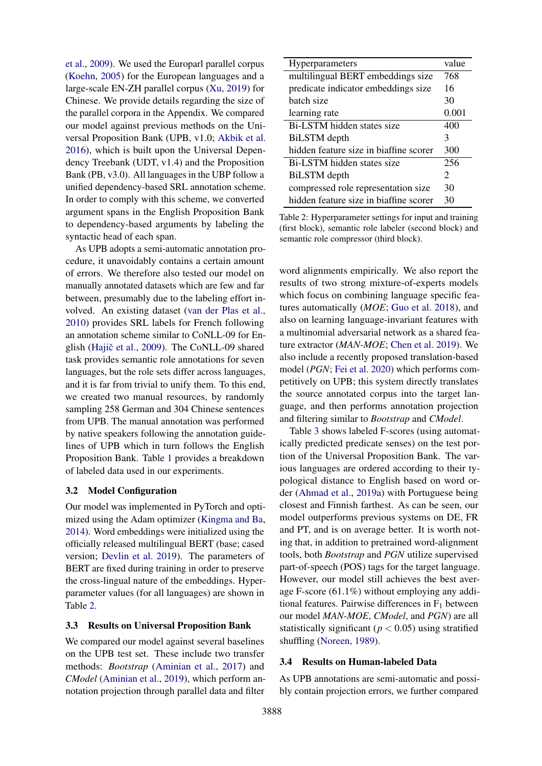et al., 2009). We used the Europarl parallel corpus (Koehn, 2005) for the European languages and a large-scale EN-ZH parallel corpus (Xu, 2019) for Chinese. We provide details regarding the size of the parallel corpora in the Appendix. We compared our model against previous methods on the Universal Proposition Bank (UPB, v1.0; Akbik et al. 2016), which is built upon the Universal Dependency Treebank (UDT, v1.4) and the Proposition Bank (PB, v3.0). All languages in the UBP follow a unified dependency-based SRL annotation scheme. In order to comply with this scheme, we converted argument spans in the English Proposition Bank to dependency-based arguments by labeling the syntactic head of each span.

As UPB adopts a semi-automatic annotation procedure, it unavoidably contains a certain amount of errors. We therefore also tested our model on manually annotated datasets which are few and far between, presumably due to the labeling effort involved. An existing dataset (van der Plas et al., 2010) provides SRL labels for French following an annotation scheme similar to CoNLL-09 for English (Hajič et al., 2009). The CoNLL-09 shared task provides semantic role annotations for seven languages, but the role sets differ across languages, and it is far from trivial to unify them. To this end, we created two manual resources, by randomly sampling 258 German and 304 Chinese sentences from UPB. The manual annotation was performed by native speakers following the annotation guidelines of UPB which in turn follows the English Proposition Bank. Table 1 provides a breakdown of labeled data used in our experiments.

### 3.2 Model Configuration

Our model was implemented in PyTorch and optimized using the Adam optimizer (Kingma and Ba, 2014). Word embeddings were initialized using the officially released multilingual BERT (base; cased version; Devlin et al. 2019). The parameters of BERT are fixed during training in order to preserve the cross-lingual nature of the embeddings. Hyperparameter values (for all languages) are shown in Table 2.

| Hyperparameters | value |
|---|---|
| multilingual BERT embeddings size | 768 |
| predicate indicator embeddings size | 16 |
| batch size | 30 |
| learning rate | 0.001 |
| Bi-LSTM hidden states size | 400 |
| BiLSTM depth | 3 |
| hidden feature size in biaffine scorer | 300 |
| Bi-LSTM hidden states size | 256 |
| BiLSTM depth | 2 |
| compressed role representation size | 30 |
| hidden feature size in biaffine scorer | 30 |

Table 2: Hyperparameter settings for input and training (first block), semantic role labeler (second block) and semantic role compressor (third block).

### 3.3 Results on Universal Proposition Bank

We compared our model against several baselines on the UPB test set. These include two transfer methods: *Bootstrap* (Aminian et al., 2017) and *CModel* (Aminian et al., 2019), which perform annotation projection through parallel data and filter word alignments empirically. We also report the results of two strong mixture-of-experts models which focus on combining language specific features automatically (*MOE*; Guo et al. 2018), and also on learning language-invariant features with a multinomial adversarial network as a shared feature extractor (*MAN-MOE*; Chen et al. 2019). We also include a recently proposed translation-based model (*PGN*; Fei et al. 2020) which performs competitively on UPB; this system directly translates the source annotated corpus into the target language, and then performs annotation projection and filtering similar to *Bootstrap* and *CModel*.

Table 3 shows labeled F-scores (using automatically predicted predicate senses) on the test portion of the Universal Proposition Bank. The various languages are ordered according to their typological distance to English based on word order (Ahmad et al., 2019a) with Portuguese being closest and Finnish farthest. As can be seen, our model outperforms previous systems on DE, FR and PT, and is on average better. It is worth noting that, in addition to pretrained word-alignment tools, both *Bootstrap* and *PGN* utilize supervised part-of-speech (POS) tags for the target language. However, our model still achieves the best average F-score (61.1%) without employing any additional features. Pairwise differences in $F_1$ between our model *MAN-MOE*, *CModel*, and *PGN*) are all statistically significant ($p < 0.05$) using stratified shuffling (Noreen, 1989).

### 3.4 Results on Human-labeled Data

As UPB annotations are semi-automatic and possibly contain projection errors, we further compared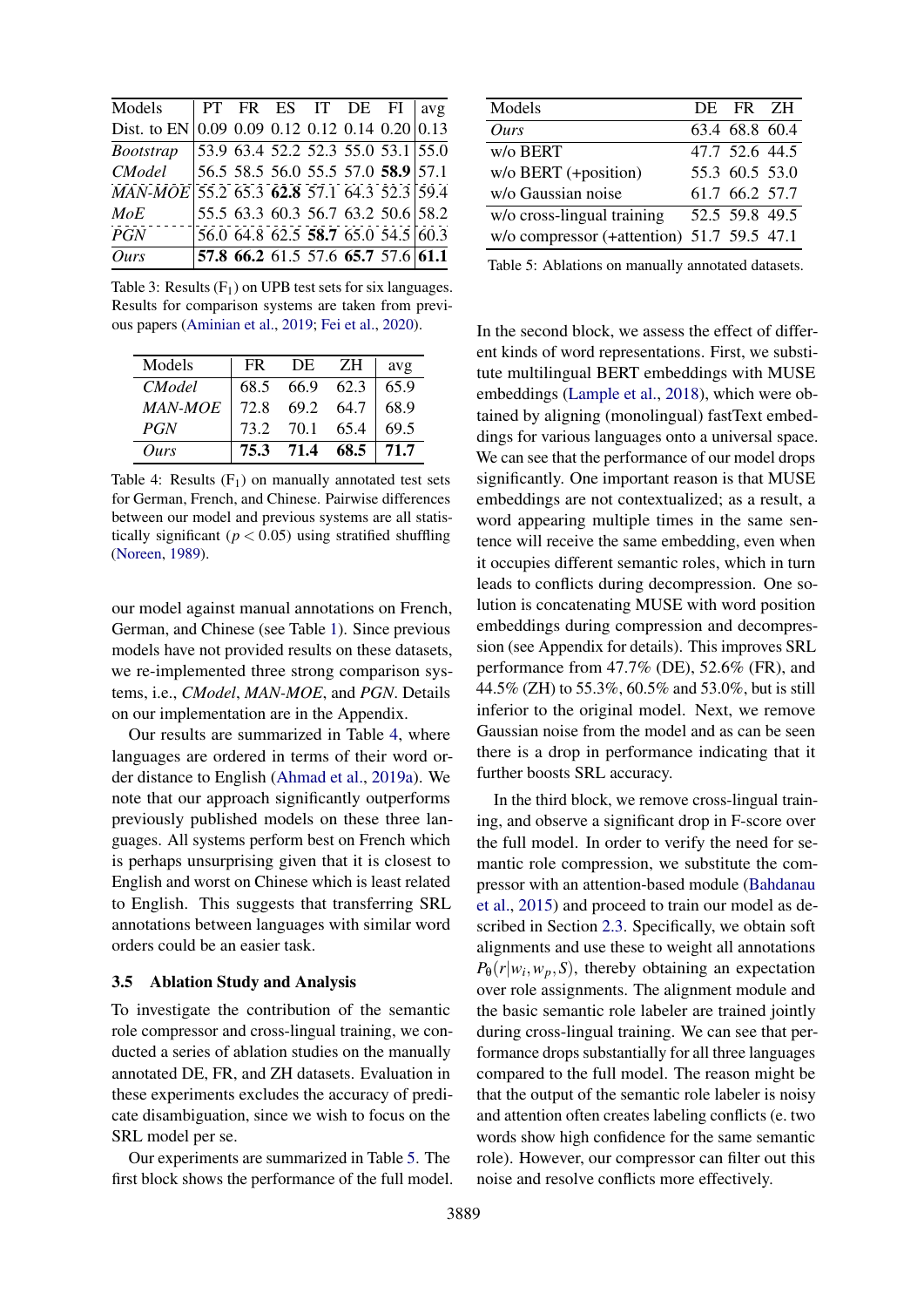| Models | PT | FR | ES | IT | DE | FI | avg |
|---|---|---|---|---|---|---|---|
| Dist. to EN | 0.09 | 0.09 | 0.12 | 0.12 | 0.14 | 0.20 | 0.13 |
| *Bootstrap* | 53.9 | 63.4 | 52.2 | 52.3 | 55.0 | 53.1 | 55.0 |
| *CModel* | 56.5 | 58.5 | 56.0 | 55.5 | 57.0 | **58.9** | 57.1 |
| *MAN-MOE* | 55.2 | 65.3 | **62.8** | 57.1 | 64.3 | 52.3 | 59.4 |
| *MoE* | 55.5 | 63.3 | 60.3 | 56.7 | 63.2 | 50.6 | 58.2 |
| *PGN* | 56.0 | 64.8 | 62.5 | **58.7** | 65.0 | 54.5 | 60.3 |
| *Ours* | **57.8** | **66.2** | 61.5 | 57.6 | **65.7** | 57.6 | **61.1** |

Table 3: Results ($F_1$) on UPB test sets for six languages. Results for comparison systems are taken from previous papers (Aminian et al., 2019; Fei et al., 2020).

| Models | FR | DE | ZH | avg |
|---|---|---|---|---|
| *CModel* | 68.5 | 66.9 | 62.3 | 65.9 |
| *MAN-MOE* | 72.8 | 69.2 | 64.7 | 68.9 |
| *PGN* | 73.2 | 70.1 | 65.4 | 69.5 |
| *Ours* | **75.3** | **71.4** | **68.5** | **71.7** |

Table 4: Results ($F_1$) on manually annotated test sets for German, French, and Chinese. Pairwise differences between our model and previous systems are all statistically significant ($p < 0.05$) using stratified shuffling (Noreen, 1989).

our model against manual annotations on French, German, and Chinese (see Table 1). Since previous models have not provided results on these datasets, we re-implemented three strong comparison systems, i.e., *CModel*, *MAN-MOE*, and *PGN*. Details on our implementation are in the Appendix.

Our results are summarized in Table 4, where languages are ordered in terms of their word order distance to English (Ahmad et al., 2019a). We note that our approach significantly outperforms previously published models on these three languages. All systems perform best on French which is perhaps unsurprising given that it is closest to English and worst on Chinese which is least related to English. This suggests that transferring SRL annotations between languages with similar word orders could be an easier task.

### 3.5 Ablation Study and Analysis

To investigate the contribution of the semantic role compressor and cross-lingual training, we conducted a series of ablation studies on the manually annotated DE, FR, and ZH datasets. Evaluation in these experiments excludes the accuracy of predicate disambiguation, since we wish to focus on the SRL model per se.

Our experiments are summarized in Table 5. The first block shows the performance of the full model.

| Models | DE | FR | ZH |
|---|---|---|---|
| *Ours* | 63.4 | 68.8 | 60.4 |
| w/o BERT | 47.7 | 52.6 | 44.5 |
| w/o BERT (+position) | 55.3 | 60.5 | 53.0 |
| w/o Gaussian noise | 61.7 | 66.2 | 57.7 |
| w/o cross-lingual training | 52.5 | 59.8 | 49.5 |
| w/o compressor (+attention) | 51.7 | 59.5 | 47.1 |

Table 5: Ablations on manually annotated datasets.

In the second block, we assess the effect of different kinds of word representations. First, we substitute multilingual BERT embeddings with MUSE embeddings (Lample et al., 2018), which were obtained by aligning (monolingual) fastText embeddings for various languages onto a universal space. We can see that the performance of our model drops significantly. One important reason is that MUSE embeddings are not contextualized; as a result, a word appearing multiple times in the same sentence will receive the same embedding, even when it occupies different semantic roles, which in turn leads to conflicts during decompression. One solution is concatenating MUSE with word position embeddings during compression and decompression (see Appendix for details). This improves SRL performance from 47.7% (DE), 52.6% (FR), and 44.5% (ZH) to 55.3%, 60.5% and 53.0%, but is still inferior to the original model. Next, we remove Gaussian noise from the model and as can be seen there is a drop in performance indicating that it further boosts SRL accuracy.

In the third block, we remove cross-lingual training, and observe a significant drop in F-score over the full model. In order to verify the need for semantic role compression, we substitute the compressor with an attention-based module (Bahdanau et al., 2015) and proceed to train our model as described in Section 2.3. Specifically, we obtain soft alignments and use these to weight all annotations $P_\theta(r|w_i, w_p, S)$, thereby obtaining an expectation over role assignments. The alignment module and the basic semantic role labeler are trained jointly during cross-lingual training. We can see that performance drops substantially for all three languages compared to the full model. The reason might be that the output of the semantic role labeler is noisy and attention often creates labeling conflicts (e. two words show high confidence for the same semantic role). However, our compressor can filter out this noise and resolve conflicts more effectively.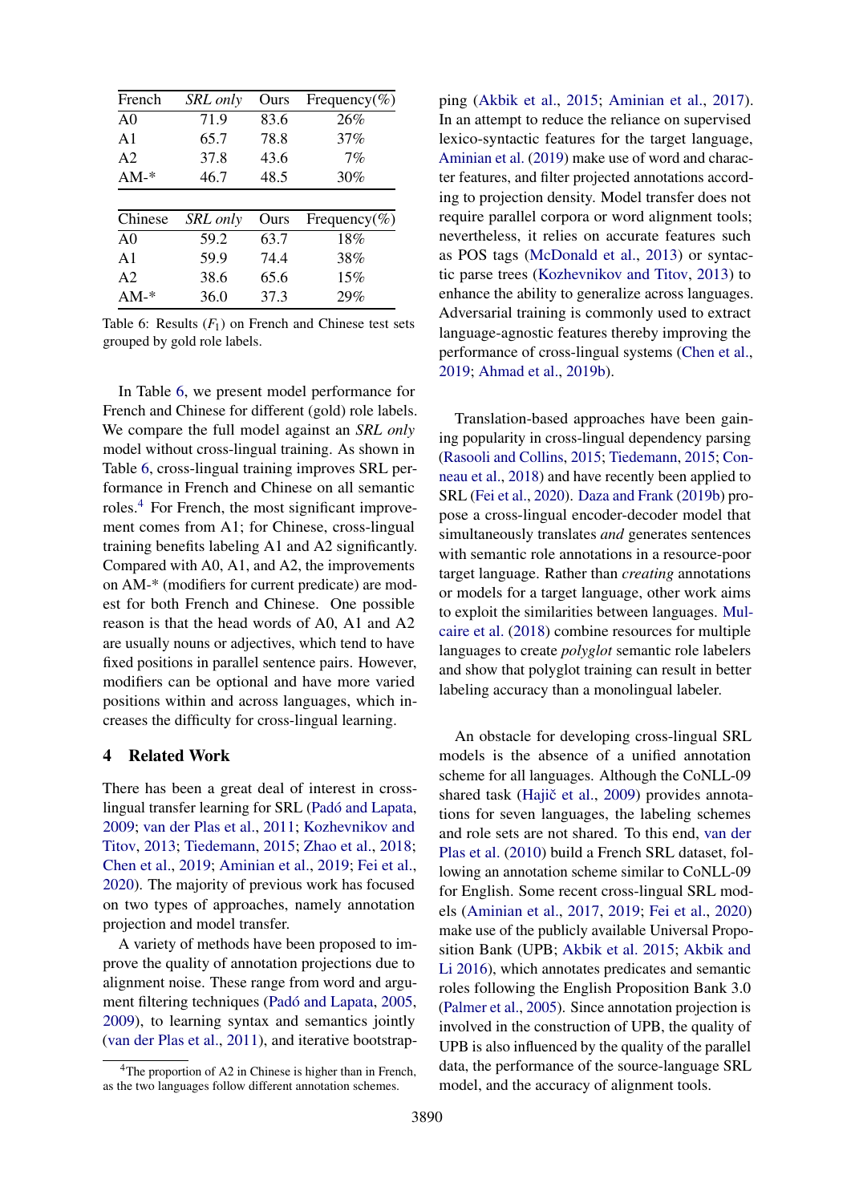| French | *SRL only* | Ours | Frequency(%) |
|---|---|---|---|
| A0 | 71.9 | 83.6 | 26% |
| A1 | 65.7 | 78.8 | 37% |
| A2 | 37.8 | 43.6 | 7% |
| AM-* | 46.7 | 48.5 | 30% |

| Chinese | *SRL only* | Ours | Frequency(%) |
|---|---|---|---|
| A0 | 59.2 | 63.7 | 18% |
| A1 | 59.9 | 74.4 | 38% |
| A2 | 38.6 | 65.6 | 15% |
| AM-* | 36.0 | 37.3 | 29% |

Table 6: Results ($F_1$) on French and Chinese test sets grouped by gold role labels.

In Table 6, we present model performance for French and Chinese for different (gold) role labels. We compare the full model against an *SRL only* model without cross-lingual training. As shown in Table 6, cross-lingual training improves SRL performance in French and Chinese on all semantic roles.[4] For French, the most significant improvement comes from A1; for Chinese, cross-lingual training benefits labeling A1 and A2 significantly. Compared with A0, A1, and A2, the improvements on AM-* (modifiers for current predicate) are modest for both French and Chinese. One possible reason is that the head words of A0, A1 and A2 are usually nouns or adjectives, which tend to have fixed positions in parallel sentence pairs. However, modifiers can be optional and have more varied positions within and across languages, which increases the difficulty for cross-lingual learning.

## 4 Related Work

There has been a great deal of interest in cross-lingual transfer learning for SRL (Padó and Lapata, 2009; van der Plas et al., 2011; Kozhevnikov and Titov, 2013; Tiedemann, 2015; Zhao et al., 2018; Chen et al., 2019; Aminian et al., 2019; Fei et al., 2020). The majority of previous work has focused on two types of approaches, namely annotation projection and model transfer.

A variety of methods have been proposed to improve the quality of annotation projections due to alignment noise. These range from word and argument filtering techniques (Padó and Lapata, 2005, 2009), to learning syntax and semantics jointly (van der Plas et al., 2011), and iterative bootstrapping (Akbik et al., 2015; Aminian et al., 2017). In an attempt to reduce the reliance on supervised lexico-syntactic features for the target language, Aminian et al. (2019) make use of word and character features, and filter projected annotations according to projection density. Model transfer does not require parallel corpora or word alignment tools; nevertheless, it relies on accurate features such as POS tags (McDonald et al., 2013) or syntactic parse trees (Kozhevnikov and Titov, 2013) to enhance the ability to generalize across languages. Adversarial training is commonly used to extract language-agnostic features thereby improving the performance of cross-lingual systems (Chen et al., 2019; Ahmad et al., 2019b).

Translation-based approaches have been gaining popularity in cross-lingual dependency parsing (Rasooli and Collins, 2015; Tiedemann, 2015; Conneau et al., 2018) and have recently been applied to SRL (Fei et al., 2020). Daza and Frank (2019b) propose a cross-lingual encoder-decoder model that simultaneously translates *and* generates sentences with semantic role annotations in a resource-poor target language. Rather than *creating* annotations or models for a target language, other work aims to exploit the similarities between languages. Mulcaire et al. (2018) combine resources for multiple languages to create *polyglot* semantic role labelers and show that polyglot training can result in better labeling accuracy than a monolingual labeler.

An obstacle for developing cross-lingual SRL models is the absence of a unified annotation scheme for all languages. Although the CoNLL-09 shared task (Hajič et al., 2009) provides annotations for seven languages, the labeling schemes and role sets are not shared. To this end, van der Plas et al. (2010) build a French SRL dataset, following an annotation scheme similar to CoNLL-09 for English. Some recent cross-lingual SRL models (Aminian et al., 2017, 2019; Fei et al., 2020) make use of the publicly available Universal Proposition Bank (UPB; Akbik et al. 2015; Akbik and Li 2016), which annotates predicates and semantic roles following the English Proposition Bank 3.0 (Palmer et al., 2005). Since annotation projection is involved in the construction of UPB, the quality of UPB is also influenced by the quality of the parallel data, the performance of the source-language SRL model, and the accuracy of alignment tools.

[4] The proportion of A2 in Chinese is higher than in French, as the two languages follow different annotation schemes.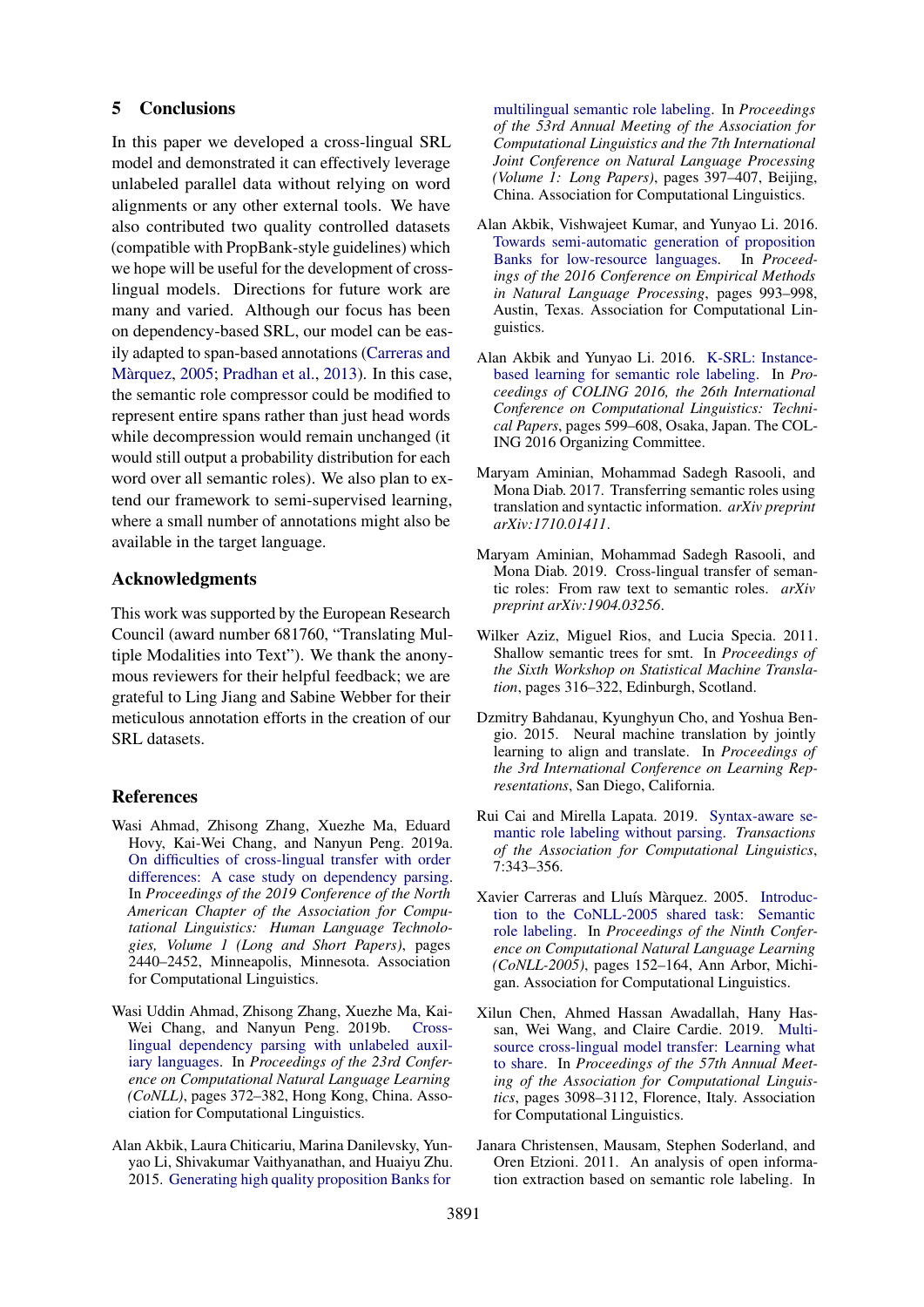## 5 Conclusions

In this paper we developed a cross-lingual SRL model and demonstrated it can effectively leverage unlabeled parallel data without relying on word alignments or any other external tools. We have also contributed two quality controlled datasets (compatible with PropBank-style guidelines) which we hope will be useful for the development of cross-lingual models. Directions for future work are many and varied. Although our focus has been on dependency-based SRL, our model can be easily adapted to span-based annotations (Carreras and Màrquez, 2005; Pradhan et al., 2013). In this case, the semantic role compressor could be modified to represent entire spans rather than just head words while decompression would remain unchanged (it would still output a probability distribution for each word over all semantic roles). We also plan to extend our framework to semi-supervised learning, where a small number of annotations might also be available in the target language.

## Acknowledgments

This work was supported by the European Research Council (award number 681760, "Translating Multiple Modalities into Text"). We thank the anonymous reviewers for their helpful feedback; we are grateful to Ling Jiang and Sabine Webber for their meticulous annotation efforts in the creation of our SRL datasets.

## References

Wasi Ahmad, Zhisong Zhang, Xuezhe Ma, Eduard Hovy, Kai-Wei Chang, and Nanyun Peng. 2019a. On difficulties of cross-lingual transfer with order differences: A case study on dependency parsing. In *Proceedings of the 2019 Conference of the North American Chapter of the Association for Computational Linguistics: Human Language Technologies, Volume 1 (Long and Short Papers)*, pages 2440–2452, Minneapolis, Minnesota. Association for Computational Linguistics.

Wasi Uddin Ahmad, Zhisong Zhang, Xuezhe Ma, Kai-Wei Chang, and Nanyun Peng. 2019b. Cross-lingual dependency parsing with unlabeled auxiliary languages. In *Proceedings of the 23rd Conference on Computational Natural Language Learning (CoNLL)*, pages 372–382, Hong Kong, China. Association for Computational Linguistics.

Alan Akbik, Laura Chiticariu, Marina Danilevsky, Yunyao Li, Shivakumar Vaithyanathan, and Huaiyu Zhu. 2015. Generating high quality proposition Banks for multilingual semantic role labeling. In *Proceedings of the 53rd Annual Meeting of the Association for Computational Linguistics and the 7th International Joint Conference on Natural Language Processing (Volume 1: Long Papers)*, pages 397–407, Beijing, China. Association for Computational Linguistics.

Alan Akbik, Vishwajeet Kumar, and Yunyao Li. 2016. Towards semi-automatic generation of proposition Banks for low-resource languages. In *Proceedings of the 2016 Conference on Empirical Methods in Natural Language Processing*, pages 993–998, Austin, Texas. Association for Computational Linguistics.

Alan Akbik and Yunyao Li. 2016. K-SRL: Instance-based learning for semantic role labeling. In *Proceedings of COLING 2016, the 26th International Conference on Computational Linguistics: Technical Papers*, pages 599–608, Osaka, Japan. The COLING 2016 Organizing Committee.

Maryam Aminian, Mohammad Sadegh Rasooli, and Mona Diab. 2017. Transferring semantic roles using translation and syntactic information. *arXiv preprint arXiv:1710.01411*.

Maryam Aminian, Mohammad Sadegh Rasooli, and Mona Diab. 2019. Cross-lingual transfer of semantic roles: From raw text to semantic roles. *arXiv preprint arXiv:1904.03256*.

Wilker Aziz, Miguel Rios, and Lucia Specia. 2011. Shallow semantic trees for smt. In *Proceedings of the Sixth Workshop on Statistical Machine Translation*, pages 316–322, Edinburgh, Scotland.

Dzmitry Bahdanau, Kyunghyun Cho, and Yoshua Bengio. 2015. Neural machine translation by jointly learning to align and translate. In *Proceedings of the 3rd International Conference on Learning Representations*, San Diego, California.

Rui Cai and Mirella Lapata. 2019. Syntax-aware semantic role labeling without parsing. *Transactions of the Association for Computational Linguistics*, 7:343–356.

Xavier Carreras and Lluís Màrquez. 2005. Introduction to the CoNLL-2005 shared task: Semantic role labeling. In *Proceedings of the Ninth Conference on Computational Natural Language Learning (CoNLL-2005)*, pages 152–164, Ann Arbor, Michigan. Association for Computational Linguistics.

Xilun Chen, Ahmed Hassan Awadallah, Hany Hassan, Wei Wang, and Claire Cardie. 2019. Multi-source cross-lingual model transfer: Learning what to share. In *Proceedings of the 57th Annual Meeting of the Association for Computational Linguistics*, pages 3098–3112, Florence, Italy. Association for Computational Linguistics.

Janara Christensen, Mausam, Stephen Soderland, and Oren Etzioni. 2011. An analysis of open information extraction based on semantic role labeling. In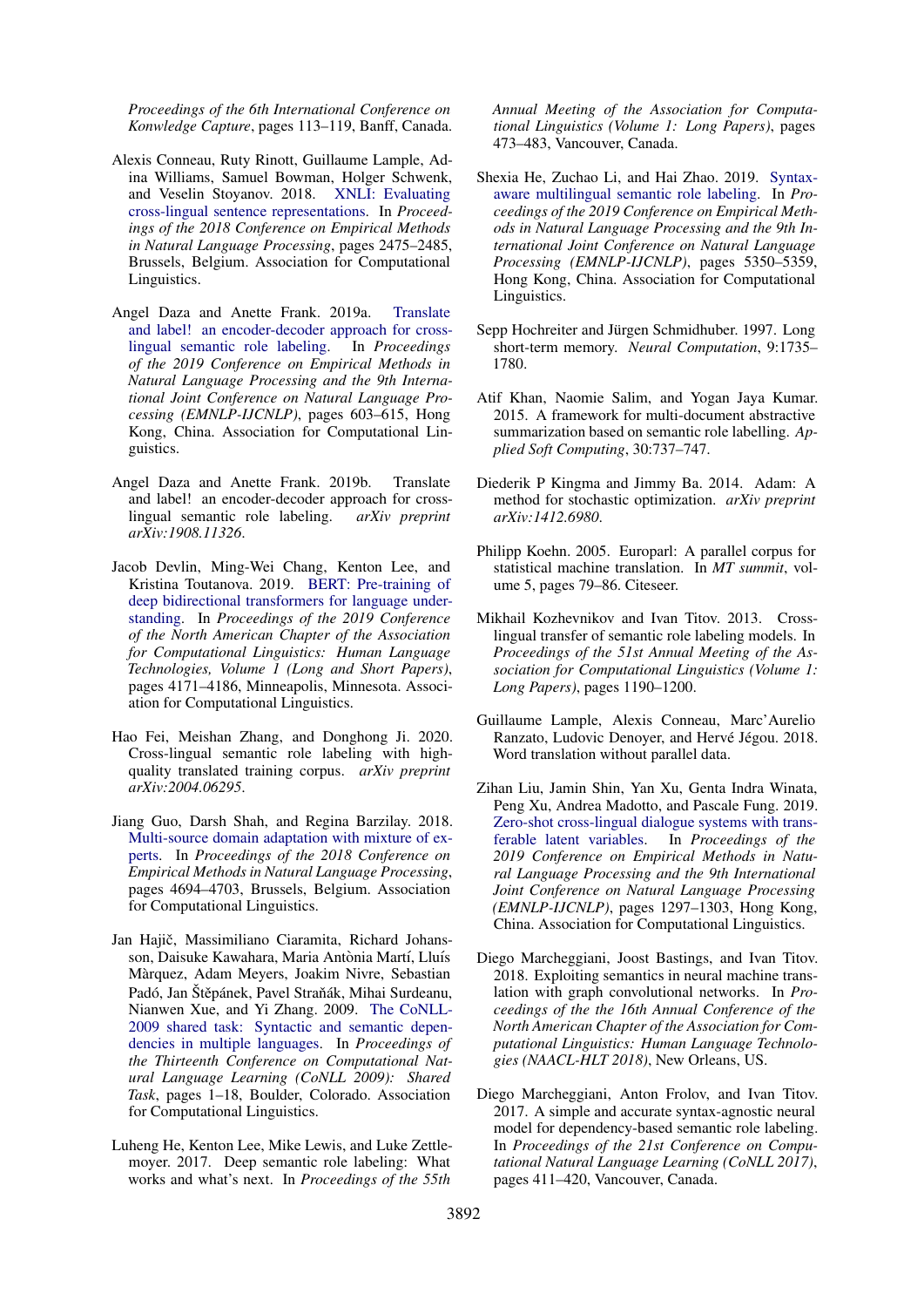*Proceedings of the 6th International Conference on Konwledge Capture*, pages 113–119, Banff, Canada.

Alexis Conneau, Ruty Rinott, Guillaume Lample, Adina Williams, Samuel Bowman, Holger Schwenk, and Veselin Stoyanov. 2018. XNLI: Evaluating cross-lingual sentence representations. In *Proceedings of the 2018 Conference on Empirical Methods in Natural Language Processing*, pages 2475–2485, Brussels, Belgium. Association for Computational Linguistics.

Angel Daza and Anette Frank. 2019a. Translate and label! an encoder-decoder approach for cross-lingual semantic role labeling. In *Proceedings of the 2019 Conference on Empirical Methods in Natural Language Processing and the 9th International Joint Conference on Natural Language Processing (EMNLP-IJCNLP)*, pages 603–615, Hong Kong, China. Association for Computational Linguistics.

Angel Daza and Anette Frank. 2019b. Translate and label! an encoder-decoder approach for cross-lingual semantic role labeling. *arXiv preprint arXiv:1908.11326*.

Jacob Devlin, Ming-Wei Chang, Kenton Lee, and Kristina Toutanova. 2019. BERT: Pre-training of deep bidirectional transformers for language understanding. In *Proceedings of the 2019 Conference of the North American Chapter of the Association for Computational Linguistics: Human Language Technologies, Volume 1 (Long and Short Papers)*, pages 4171–4186, Minneapolis, Minnesota. Association for Computational Linguistics.

Hao Fei, Meishan Zhang, and Donghong Ji. 2020. Cross-lingual semantic role labeling with high-quality translated training corpus. *arXiv preprint arXiv:2004.06295*.

Jiang Guo, Darsh Shah, and Regina Barzilay. 2018. Multi-source domain adaptation with mixture of experts. In *Proceedings of the 2018 Conference on Empirical Methods in Natural Language Processing*, pages 4694–4703, Brussels, Belgium. Association for Computational Linguistics.

Jan Hajič, Massimiliano Ciaramita, Richard Johansson, Daisuke Kawahara, Maria Antònia Martí, Lluís Màrquez, Adam Meyers, Joakim Nivre, Sebastian Padó, Jan Štěpánek, Pavel Straňák, Mihai Surdeanu, Nianwen Xue, and Yi Zhang. 2009. The CoNLL-2009 shared task: Syntactic and semantic dependencies in multiple languages. In *Proceedings of the Thirteenth Conference on Computational Natural Language Learning (CoNLL 2009): Shared Task*, pages 1–18, Boulder, Colorado. Association for Computational Linguistics.

Luheng He, Kenton Lee, Mike Lewis, and Luke Zettlemoyer. 2017. Deep semantic role labeling: What works and what's next. In *Proceedings of the 55th Annual Meeting of the Association for Computational Linguistics (Volume 1: Long Papers)*, pages 473–483, Vancouver, Canada.

Shexia He, Zuchao Li, and Hai Zhao. 2019. Syntax-aware multilingual semantic role labeling. In *Proceedings of the 2019 Conference on Empirical Methods in Natural Language Processing and the 9th International Joint Conference on Natural Language Processing (EMNLP-IJCNLP)*, pages 5350–5359, Hong Kong, China. Association for Computational Linguistics.

Sepp Hochreiter and Jürgen Schmidhuber. 1997. Long short-term memory. *Neural Computation*, 9:1735–1780.

Atif Khan, Naomie Salim, and Yogan Jaya Kumar. 2015. A framework for multi-document abstractive summarization based on semantic role labelling. *Applied Soft Computing*, 30:737–747.

Diederik P Kingma and Jimmy Ba. 2014. Adam: A method for stochastic optimization. *arXiv preprint arXiv:1412.6980*.

Philipp Koehn. 2005. Europarl: A parallel corpus for statistical machine translation. In *MT summit*, volume 5, pages 79–86. Citeseer.

Mikhail Kozhevnikov and Ivan Titov. 2013. Cross-lingual transfer of semantic role labeling models. In *Proceedings of the 51st Annual Meeting of the Association for Computational Linguistics (Volume 1: Long Papers)*, pages 1190–1200.

Guillaume Lample, Alexis Conneau, Marc'Aurelio Ranzato, Ludovic Denoyer, and Hervé Jégou. 2018. Word translation without parallel data.

Zihan Liu, Jamin Shin, Yan Xu, Genta Indra Winata, Peng Xu, Andrea Madotto, and Pascale Fung. 2019. Zero-shot cross-lingual dialogue systems with transferable latent variables. In *Proceedings of the 2019 Conference on Empirical Methods in Natural Language Processing and the 9th International Joint Conference on Natural Language Processing (EMNLP-IJCNLP)*, pages 1297–1303, Hong Kong, China. Association for Computational Linguistics.

Diego Marcheggiani, Joost Bastings, and Ivan Titov. 2018. Exploiting semantics in neural machine translation with graph convolutional networks. In *Proceedings of the the 16th Annual Conference of the North American Chapter of the Association for Computational Linguistics: Human Language Technologies (NAACL-HLT 2018)*, New Orleans, US.

Diego Marcheggiani, Anton Frolov, and Ivan Titov. 2017. A simple and accurate syntax-agnostic neural model for dependency-based semantic role labeling. In *Proceedings of the 21st Conference on Computational Natural Language Learning (CoNLL 2017)*, pages 411–420, Vancouver, Canada.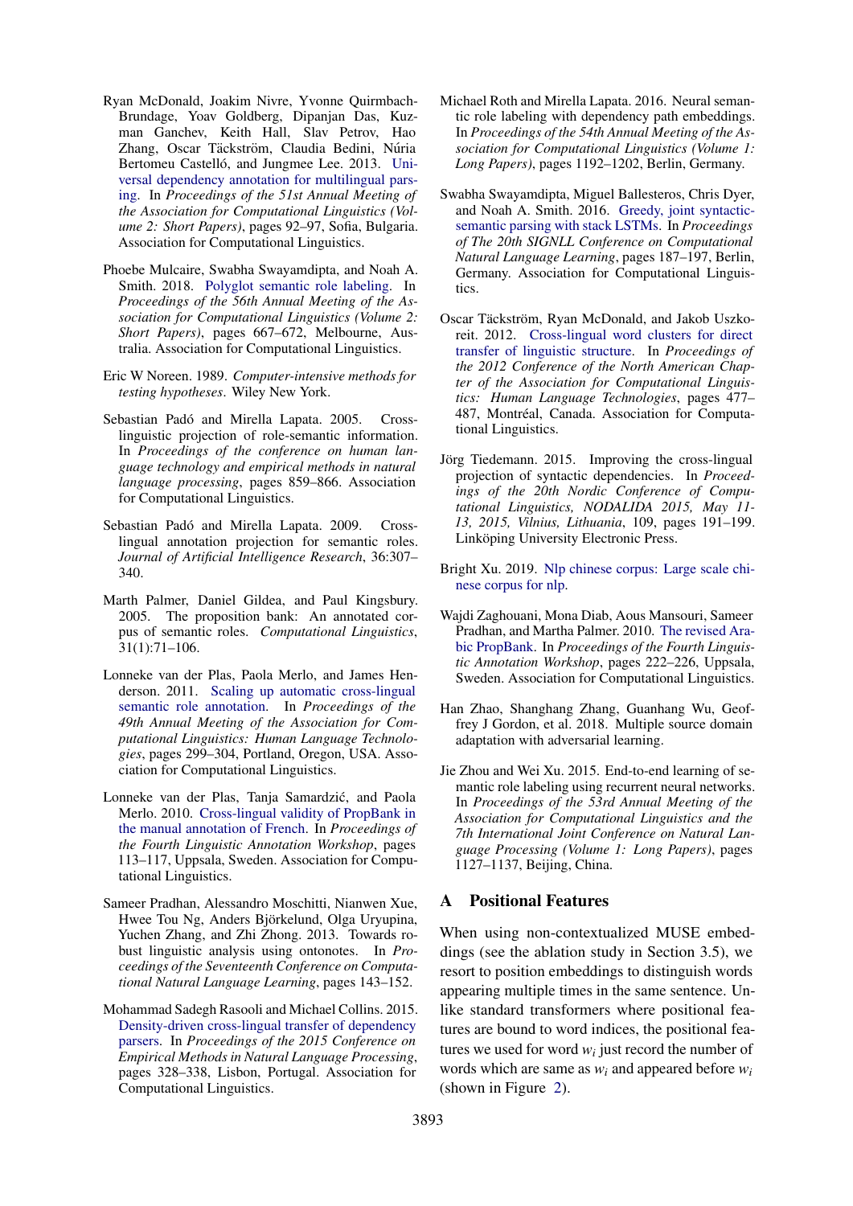Ryan McDonald, Joakim Nivre, Yvonne Quirmbach-Brundage, Yoav Goldberg, Dipanjan Das, Kuzman Ganchev, Keith Hall, Slav Petrov, Hao Zhang, Oscar Täckström, Claudia Bedini, Núria Bertomeu Castelló, and Jungmee Lee. 2013. Universal dependency annotation for multilingual parsing. In *Proceedings of the 51st Annual Meeting of the Association for Computational Linguistics (Volume 2: Short Papers)*, pages 92–97, Sofia, Bulgaria. Association for Computational Linguistics.

Phoebe Mulcaire, Swabha Swayamdipta, and Noah A. Smith. 2018. Polyglot semantic role labeling. In *Proceedings of the 56th Annual Meeting of the Association for Computational Linguistics (Volume 2: Short Papers)*, pages 667–672, Melbourne, Australia. Association for Computational Linguistics.

Eric W Noreen. 1989. *Computer-intensive methods for testing hypotheses*. Wiley New York.

Sebastian Padó and Mirella Lapata. 2005. Cross-linguistic projection of role-semantic information. In *Proceedings of the conference on human language technology and empirical methods in natural language processing*, pages 859–866. Association for Computational Linguistics.

Sebastian Padó and Mirella Lapata. 2009. Cross-lingual annotation projection for semantic roles. *Journal of Artificial Intelligence Research*, 36:307–340.

Marth Palmer, Daniel Gildea, and Paul Kingsbury. 2005. The proposition bank: An annotated corpus of semantic roles. *Computational Linguistics*, 31(1):71–106.

Lonneke van der Plas, Paola Merlo, and James Henderson. 2011. Scaling up automatic cross-lingual semantic role annotation. In *Proceedings of the 49th Annual Meeting of the Association for Computational Linguistics: Human Language Technologies*, pages 299–304, Portland, Oregon, USA. Association for Computational Linguistics.

Lonneke van der Plas, Tanja Samardzić, and Paola Merlo. 2010. Cross-lingual validity of PropBank in the manual annotation of French. In *Proceedings of the Fourth Linguistic Annotation Workshop*, pages 113–117, Uppsala, Sweden. Association for Computational Linguistics.

Sameer Pradhan, Alessandro Moschitti, Nianwen Xue, Hwee Tou Ng, Anders Björkelund, Olga Uryupina, Yuchen Zhang, and Zhi Zhong. 2013. Towards robust linguistic analysis using ontonotes. In *Proceedings of the Seventeenth Conference on Computational Natural Language Learning*, pages 143–152.

Mohammad Sadegh Rasooli and Michael Collins. 2015. Density-driven cross-lingual transfer of dependency parsers. In *Proceedings of the 2015 Conference on Empirical Methods in Natural Language Processing*, pages 328–338, Lisbon, Portugal. Association for Computational Linguistics.

Michael Roth and Mirella Lapata. 2016. Neural semantic role labeling with dependency path embeddings. In *Proceedings of the 54th Annual Meeting of the Association for Computational Linguistics (Volume 1: Long Papers)*, pages 1192–1202, Berlin, Germany.

Swabha Swayamdipta, Miguel Ballesteros, Chris Dyer, and Noah A. Smith. 2016. Greedy, joint syntactic-semantic parsing with stack LSTMs. In *Proceedings of The 20th SIGNLL Conference on Computational Natural Language Learning*, pages 187–197, Berlin, Germany. Association for Computational Linguistics.

Oscar Täckström, Ryan McDonald, and Jakob Uszkoreit. 2012. Cross-lingual word clusters for direct transfer of linguistic structure. In *Proceedings of the 2012 Conference of the North American Chapter of the Association for Computational Linguistics: Human Language Technologies*, pages 477–487, Montréal, Canada. Association for Computational Linguistics.

Jörg Tiedemann. 2015. Improving the cross-lingual projection of syntactic dependencies. In *Proceedings of the 20th Nordic Conference of Computational Linguistics, NODALIDA 2015, May 11-13, 2015, Vilnius, Lithuania*, 109, pages 191–199. Linköping University Electronic Press.

Bright Xu. 2019. Nlp chinese corpus: Large scale chinese corpus for nlp.

Wajdi Zaghouani, Mona Diab, Aous Mansouri, Sameer Pradhan, and Martha Palmer. 2010. The revised Arabic PropBank. In *Proceedings of the Fourth Linguistic Annotation Workshop*, pages 222–226, Uppsala, Sweden. Association for Computational Linguistics.

Han Zhao, Shanghang Zhang, Guanhang Wu, Geoffrey J Gordon, et al. 2018. Multiple source domain adaptation with adversarial learning.

Jie Zhou and Wei Xu. 2015. End-to-end learning of semantic role labeling using recurrent neural networks. In *Proceedings of the 53rd Annual Meeting of the Association for Computational Linguistics and the 7th International Joint Conference on Natural Language Processing (Volume 1: Long Papers)*, pages 1127–1137, Beijing, China.

## A Positional Features

When using non-contextualized MUSE embeddings (see the ablation study in Section 3.5), we resort to position embeddings to distinguish words appearing multiple times in the same sentence. Unlike standard transformers where positional features are bound to word indices, the positional features we used for word $w_i$ just record the number of words which are same as $w_i$ and appeared before $w_i$ (shown in Figure 2).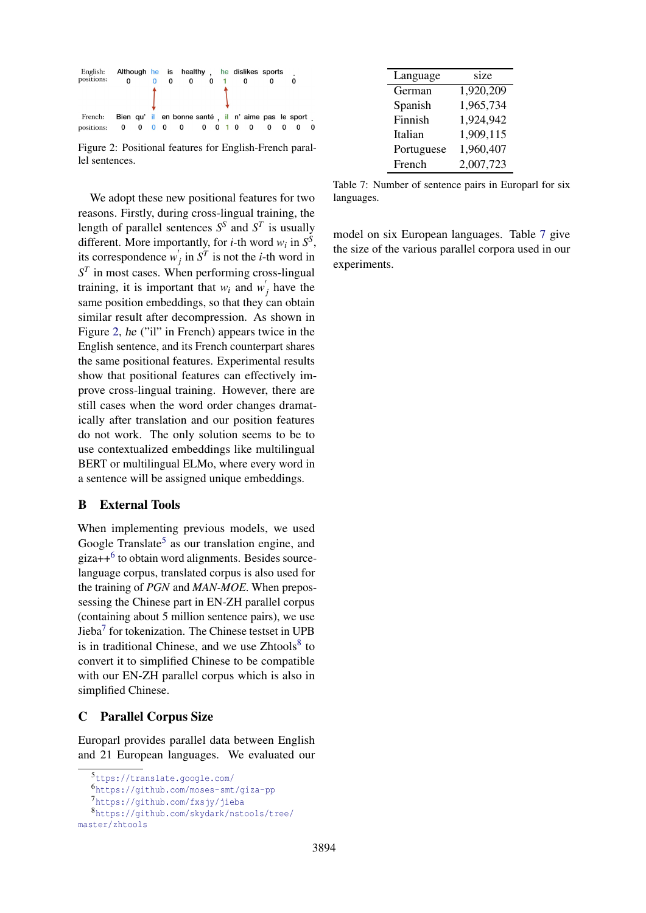English: Although he is healthy , he dislikes sports .
positions: 0 0 0 0 0 1 0 0 0

French: Bien qu' il en bonne santé , il n' aime pas le sport .
positions: 0 0 0 0 0 0 0 1 0 0 0 0 0 0

Figure 2: Positional features for English-French parallel sentences.

We adopt these new positional features for two reasons. Firstly, during cross-lingual training, the length of parallel sentences $S^S$ and $S^T$ is usually different. More importantly, for $i$-th word $w_i$ in $S^S$, its correspondence $w'_j$ in $S^T$ is not the $i$-th word in $S^T$ in most cases. When performing cross-lingual training, it is important that $w_i$ and $w'_j$ have the same position embeddings, so that they can obtain similar result after decompression. As shown in Figure 2, he ("il" in French) appears twice in the English sentence, and its French counterpart shares the same positional features. Experimental results show that positional features can effectively improve cross-lingual training. However, there are still cases when the word order changes dramatically after translation and our position features do not work. The only solution seems to be to use contextualized embeddings like multilingual BERT or multilingual ELMo, where every word in a sentence will be assigned unique embeddings.

## B External Tools

When implementing previous models, we used Google Translate[5] as our translation engine, and giza++[6] to obtain word alignments. Besides source-language corpus, translated corpus is also used for the training of *PGN* and *MAN-MOE*. When prepossessing the Chinese part in EN-ZH parallel corpus (containing about 5 million sentence pairs), we use Jieba[7] for tokenization. The Chinese testset in UPB is in traditional Chinese, and we use Zhtools[8] to convert it to simplified Chinese to be compatible with our EN-ZH parallel corpus which is also in simplified Chinese.

## C Parallel Corpus Size

Europarl provides parallel data between English and 21 European languages. We evaluated our model on six European languages. Table 7 give the size of the various parallel corpora used in our experiments.

| Language | size |
|---|---|
| German | 1,920,209 |
| Spanish | 1,965,734 |
| Finnish | 1,924,942 |
| Italian | 1,909,115 |
| Portuguese | 1,960,407 |
| French | 2,007,723 |

Table 7: Number of sentence pairs in Europarl for six languages.

[5] ttps://translate.google.com/
[6] https://github.com/moses-smt/giza-pp
[7] https://github.com/fxsjy/jieba
[8] https://github.com/skydark/nstools/tree/master/zhtools